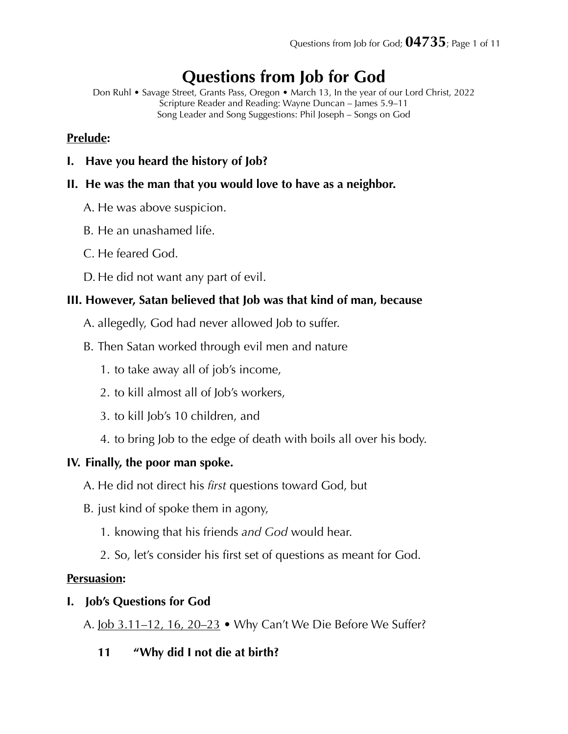# Questions from Job for God

Don Ruhl • Savage Street, Grants Pass, Oregon • March 13, In the year of our Lord Christ, 2022
Scripture Reader and Reading: Wayne Duncan – James 5.9–11
Song Leader and Song Suggestions: Phil Joseph – Songs on God

## Prelude:

**I. Have you heard the history of Job?**

**II. He was the man that you would love to have as a neighbor.**

A. He was above suspicion.

B. He an unashamed life.

C. He feared God.

D. He did not want any part of evil.

**III. However, Satan believed that Job was that kind of man, because**

A. allegedly, God had never allowed Job to suffer.

B. Then Satan worked through evil men and nature

1. to take away all of job's income,
2. to kill almost all of Job's workers,
3. to kill Job's 10 children, and
4. to bring Job to the edge of death with boils all over his body.

**IV. Finally, the poor man spoke.**

A. He did not direct his *first* questions toward God, but

B. just kind of spoke them in agony,

1. knowing that his friends *and God* would hear.
2. So, let's consider his first set of questions as meant for God.

## Persuasion:

**I. Job's Questions for God**

A. Job 3.11–12, 16, 20–23 • Why Can't We Die Before We Suffer?

**11 "Why did I not die at birth?**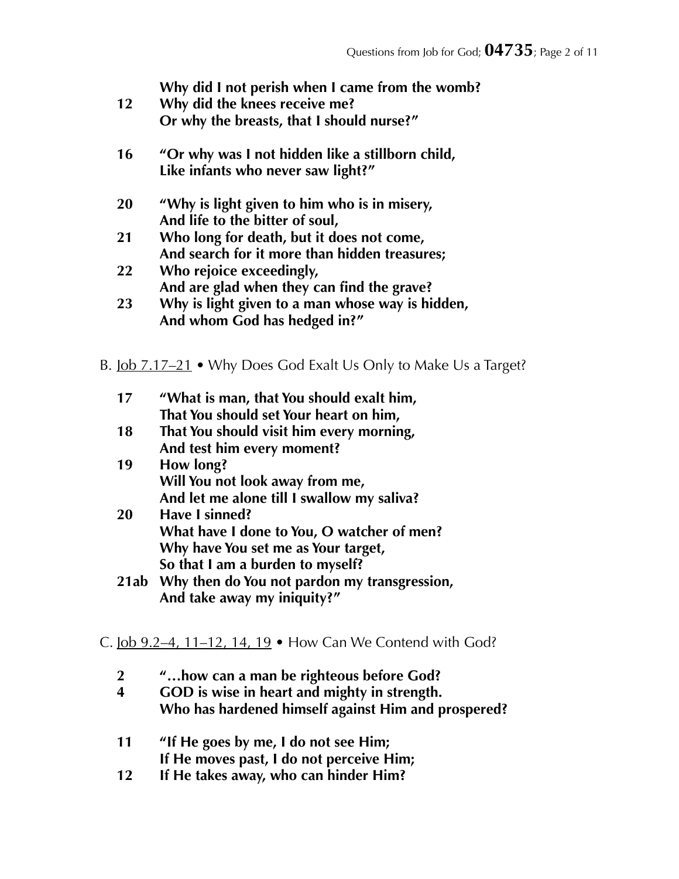**Why did I not perish when I came from the womb?**
**12 Why did the knees receive me?**
**Or why the breasts, that I should nurse?"**

**16 "Or why was I not hidden like a stillborn child,**
**Like infants who never saw light?"**

**20 "Why is light given to him who is in misery,**
**And life to the bitter of soul,**
**21 Who long for death, but it does not come,**
**And search for it more than hidden treasures;**
**22 Who rejoice exceedingly,**
**And are glad when they can find the grave?**
**23 Why is light given to a man whose way is hidden,**
**And whom God has hedged in?"**

B. Job 7.17–21 • Why Does God Exalt Us Only to Make Us a Target?

**17 "What is man, that You should exalt him,**
**That You should set Your heart on him,**
**18 That You should visit him every morning,**
**And test him every moment?**
**19 How long?**
**Will You not look away from me,**
**And let me alone till I swallow my saliva?**
**20 Have I sinned?**
**What have I done to You, O watcher of men?**
**Why have You set me as Your target,**
**So that I am a burden to myself?**
**21ab Why then do You not pardon my transgression,**
**And take away my iniquity?"**

C. Job 9.2–4, 11–12, 14, 19 • How Can We Contend with God?

**2 "…how can a man be righteous before God?**
**4 GOD is wise in heart and mighty in strength.**
**Who has hardened himself against Him and prospered?**

**11 "If He goes by me, I do not see Him;**
**If He moves past, I do not perceive Him;**
**12 If He takes away, who can hinder Him?**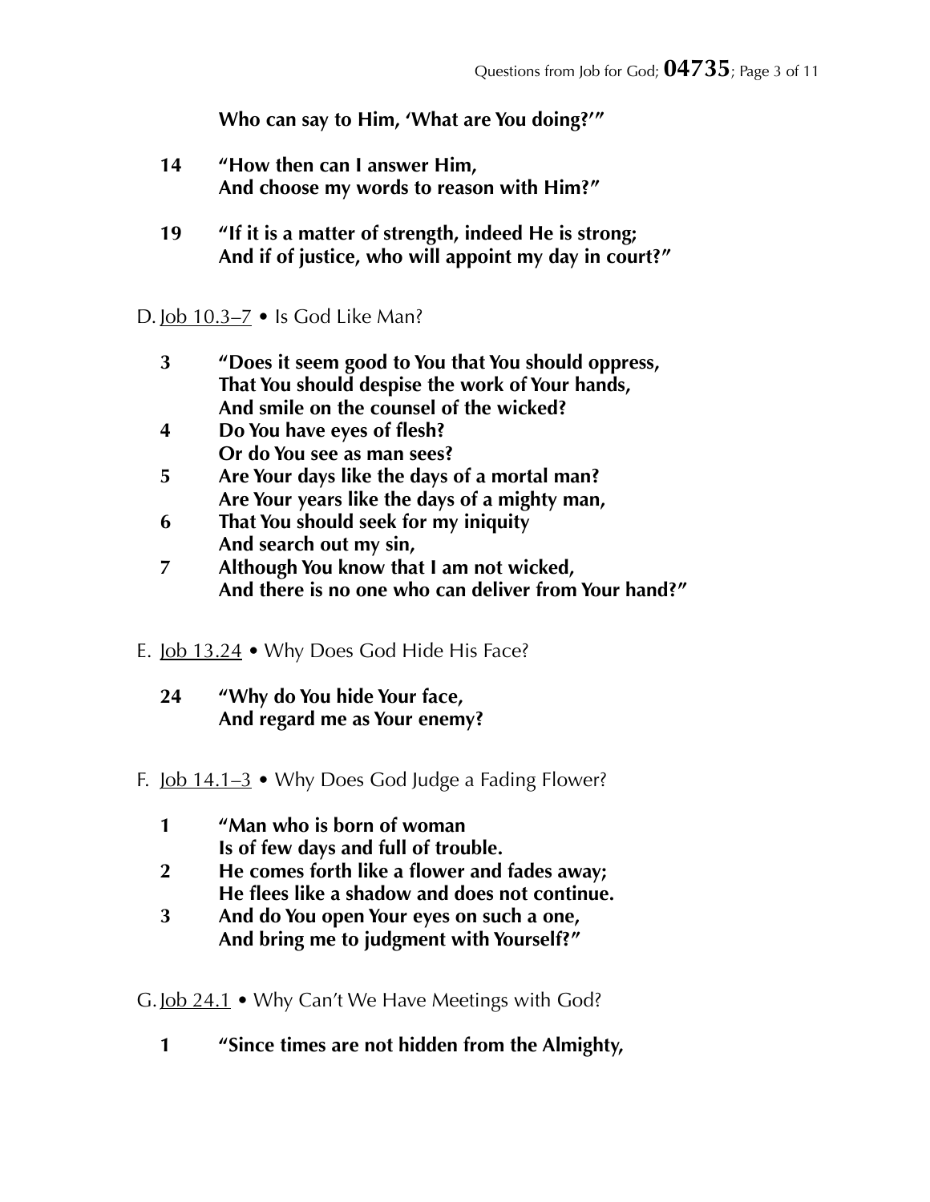**Who can say to Him, 'What are You doing?'"**

**14 "How then can I answer Him,**
**And choose my words to reason with Him?"**

**19 "If it is a matter of strength, indeed He is strong;**
**And if of justice, who will appoint my day in court?"**

D. Job 10.3–7 • Is God Like Man?

**3 "Does it seem good to You that You should oppress,**
**That You should despise the work of Your hands,**
**And smile on the counsel of the wicked?**
**4 Do You have eyes of flesh?**
**Or do You see as man sees?**
**5 Are Your days like the days of a mortal man?**
**Are Your years like the days of a mighty man,**
**6 That You should seek for my iniquity**
**And search out my sin,**
**7 Although You know that I am not wicked,**
**And there is no one who can deliver from Your hand?"**

E. Job 13.24 • Why Does God Hide His Face?

**24 "Why do You hide Your face,**
**And regard me as Your enemy?**

F. Job 14.1–3 • Why Does God Judge a Fading Flower?

**1 "Man who is born of woman**
**Is of few days and full of trouble.**
**2 He comes forth like a flower and fades away;**
**He flees like a shadow and does not continue.**
**3 And do You open Your eyes on such a one,**
**And bring me to judgment with Yourself?"**

G. Job 24.1 • Why Can't We Have Meetings with God?

**1 "Since times are not hidden from the Almighty,**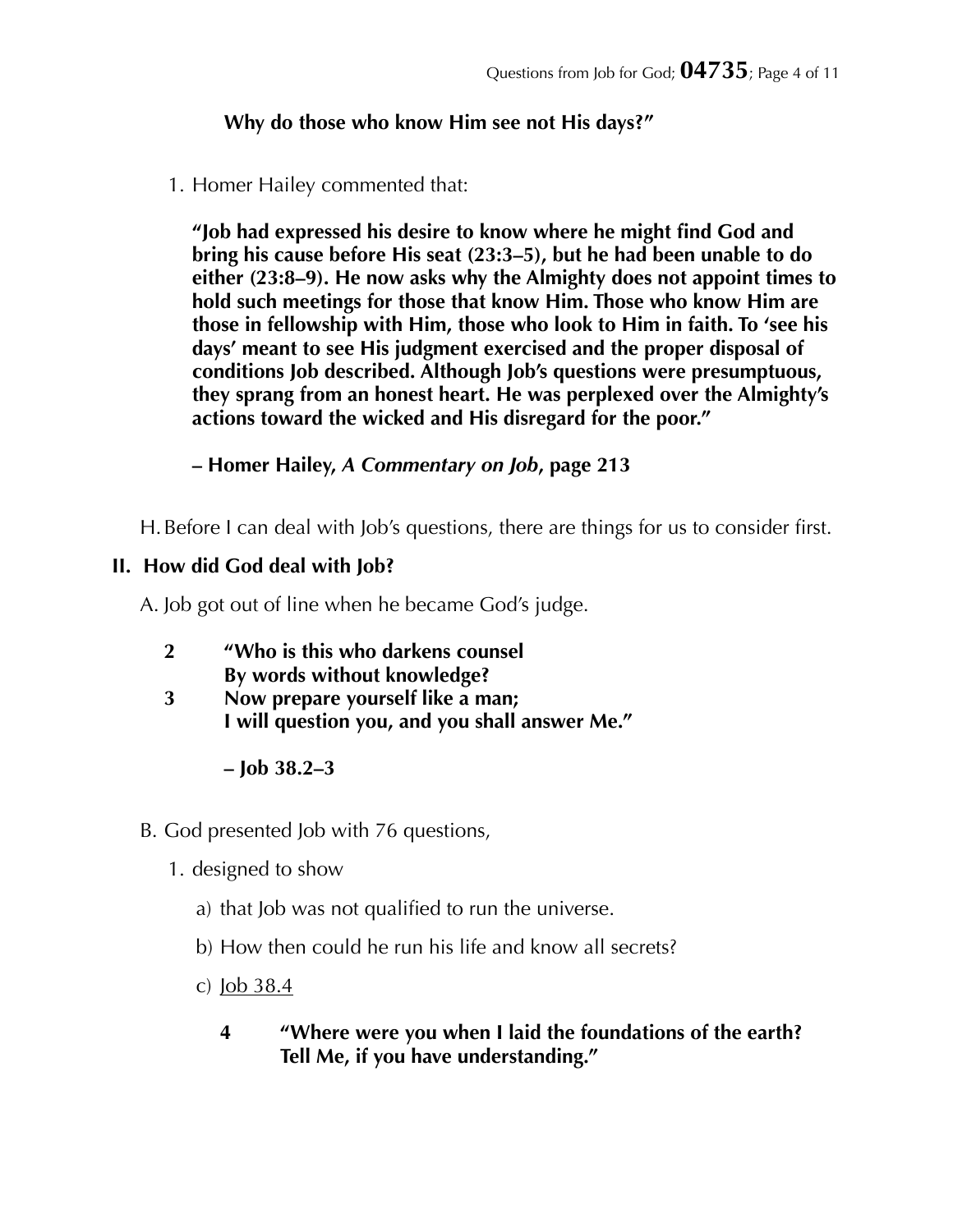**Why do those who know Him see not His days?"**

1. Homer Hailey commented that:

   **"Job had expressed his desire to know where he might find God and bring his cause before His seat (23:3–5), but he had been unable to do either (23:8–9). He now asks why the Almighty does not appoint times to hold such meetings for those that know Him. Those who know Him are those in fellowship with Him, those who look to Him in faith. To 'see his days' meant to see His judgment exercised and the proper disposal of conditions Job described. Although Job's questions were presumptuous, they sprang from an honest heart. He was perplexed over the Almighty's actions toward the wicked and His disregard for the poor."**

   **– Homer Hailey, *A Commentary on Job*, page 213**

H. Before I can deal with Job's questions, there are things for us to consider first.

## II. How did God deal with Job?

A. Job got out of line when he became God's judge.

> **2 "Who is this who darkens counsel**
> **By words without knowledge?**
> **3 Now prepare yourself like a man;**
> **I will question you, and you shall answer Me."**
>
> **– Job 38.2–3**

B. God presented Job with 76 questions,

1. designed to show

   a) that Job was not qualified to run the universe.

   b) How then could he run his life and know all secrets?

   c) Job 38.4

   > **4 "Where were you when I laid the foundations of the earth?**
   > **Tell Me, if you have understanding."**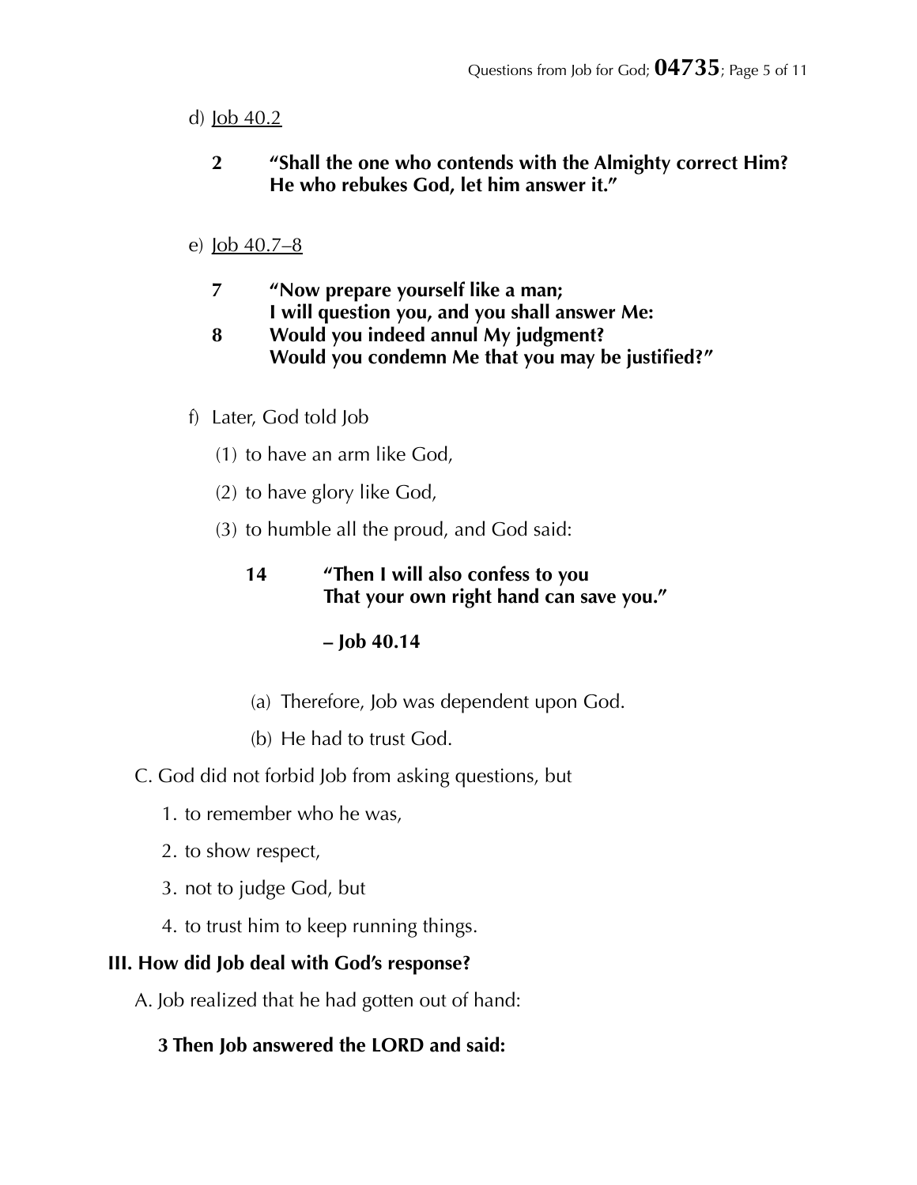d) <u>Job 40.2</u>

> **2 “Shall the one who contends with the Almighty correct Him?**
> **He who rebukes God, let him answer it.”**

e) <u>Job 40.7–8</u>

> **7 “Now prepare yourself like a man;**
> **I will question you, and you shall answer Me:**
> **8 Would you indeed annul My judgment?**
> **Would you condemn Me that you may be justified?”**

f) Later, God told Job

(1) to have an arm like God,

(2) to have glory like God,

(3) to humble all the proud, and God said:

> **14 “Then I will also confess to you**
> **That your own right hand can save you.”**
>
> **– Job 40.14**

(a) Therefore, Job was dependent upon God.

(b) He had to trust God.

C. God did not forbid Job from asking questions, but

1. to remember who he was,
2. to show respect,
3. not to judge God, but
4. to trust him to keep running things.

## III. How did Job deal with God’s response?

A. Job realized that he had gotten out of hand:

> **3 Then Job answered the LORD and said:**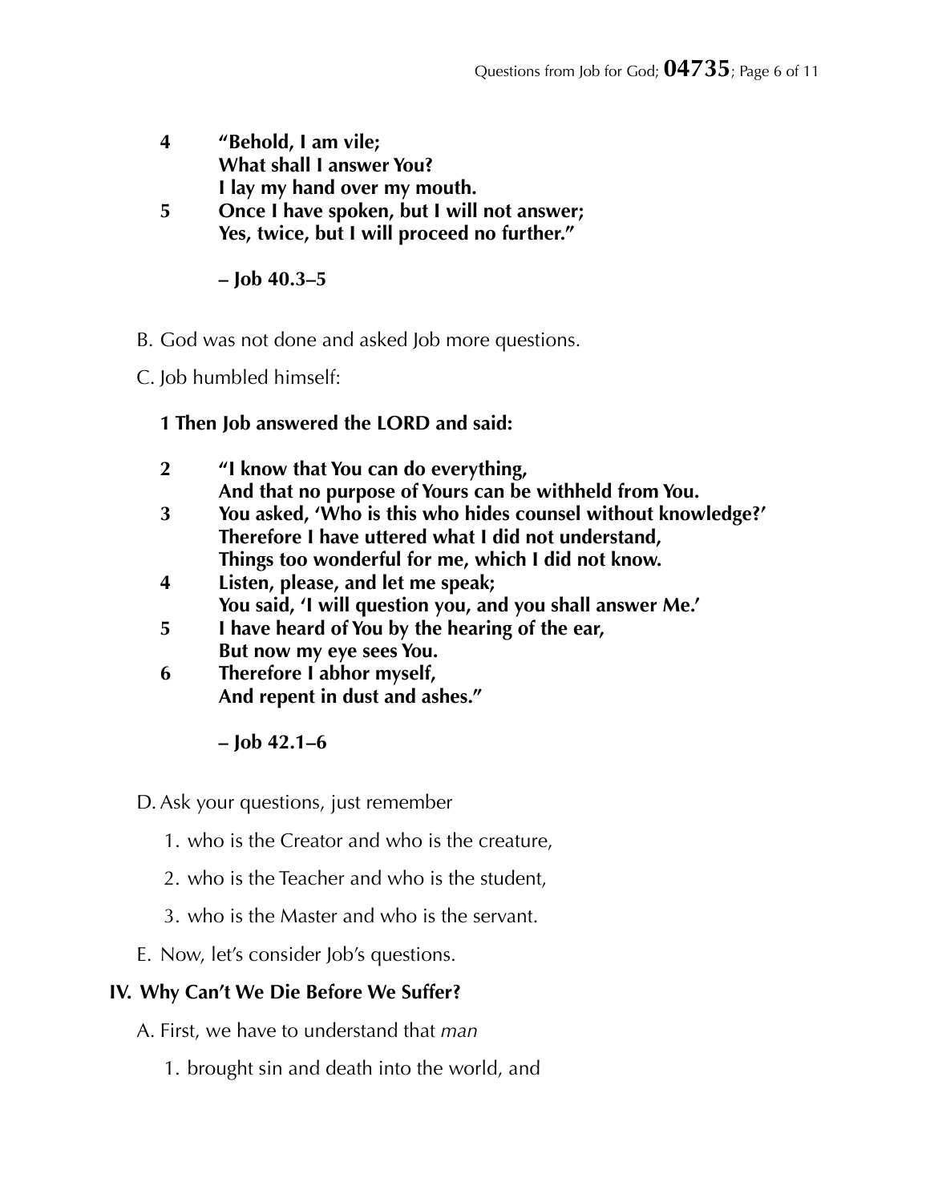**4 "Behold, I am vile;**
**What shall I answer You?**
**I lay my hand over my mouth.**
**5 Once I have spoken, but I will not answer;**
**Yes, twice, but I will proceed no further."**

**– Job 40.3–5**

B. God was not done and asked Job more questions.

C. Job humbled himself:

**1 Then Job answered the LORD and said:**

**2 "I know that You can do everything,**
**And that no purpose of Yours can be withheld from You.**
**3 You asked, 'Who is this who hides counsel without knowledge?'**
**Therefore I have uttered what I did not understand,**
**Things too wonderful for me, which I did not know.**
**4 Listen, please, and let me speak;**
**You said, 'I will question you, and you shall answer Me.'**
**5 I have heard of You by the hearing of the ear,**
**But now my eye sees You.**
**6 Therefore I abhor myself,**
**And repent in dust and ashes."**

**– Job 42.1–6**

D. Ask your questions, just remember

1. who is the Creator and who is the creature,
2. who is the Teacher and who is the student,
3. who is the Master and who is the servant.

E. Now, let's consider Job's questions.

## IV. Why Can't We Die Before We Suffer?

A. First, we have to understand that *man*

1. brought sin and death into the world, and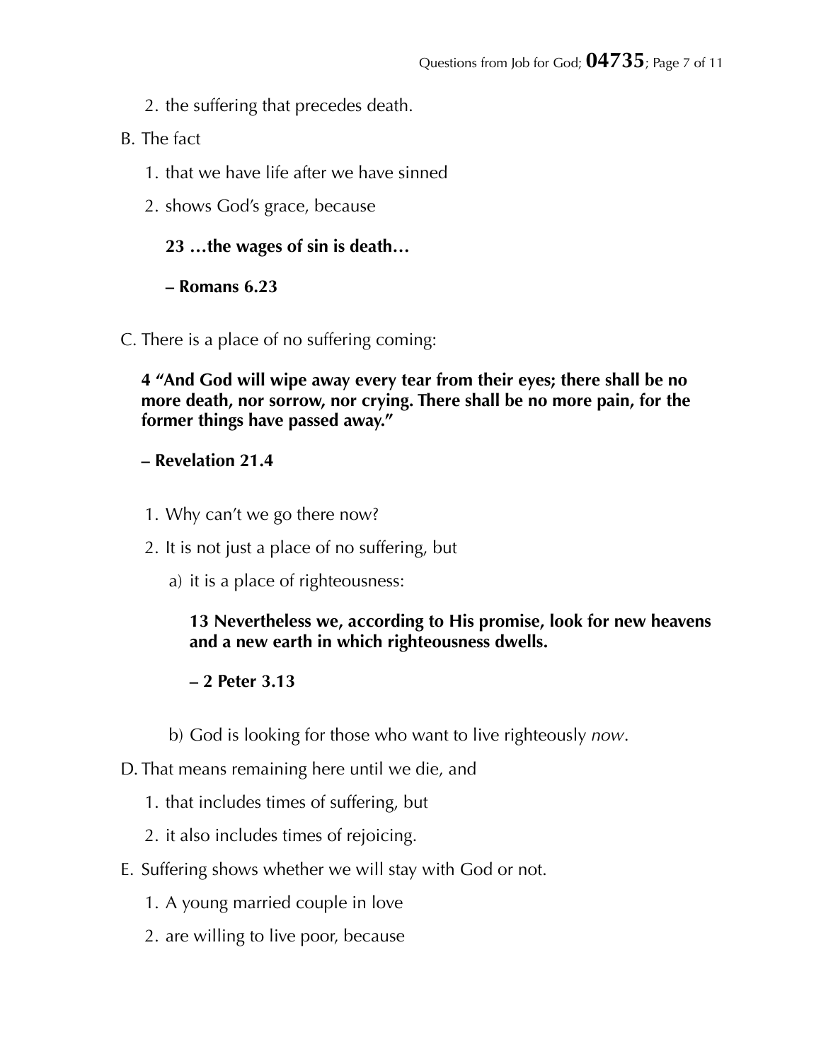2. the suffering that precedes death.

B. The fact

1. that we have life after we have sinned
2. shows God's grace, because

**23 …the wages of sin is death…**

**– Romans 6.23**

C. There is a place of no suffering coming:

**4 "And God will wipe away every tear from their eyes; there shall be no more death, nor sorrow, nor crying. There shall be no more pain, for the former things have passed away."**

**– Revelation 21.4**

1. Why can't we go there now?
2. It is not just a place of no suffering, but
   a) it is a place of righteousness:

   **13 Nevertheless we, according to His promise, look for new heavens and a new earth in which righteousness dwells.**

   **– 2 Peter 3.13**

   b) God is looking for those who want to live righteously *now*.

D. That means remaining here until we die, and

1. that includes times of suffering, but
2. it also includes times of rejoicing.

E. Suffering shows whether we will stay with God or not.

1. A young married couple in love
2. are willing to live poor, because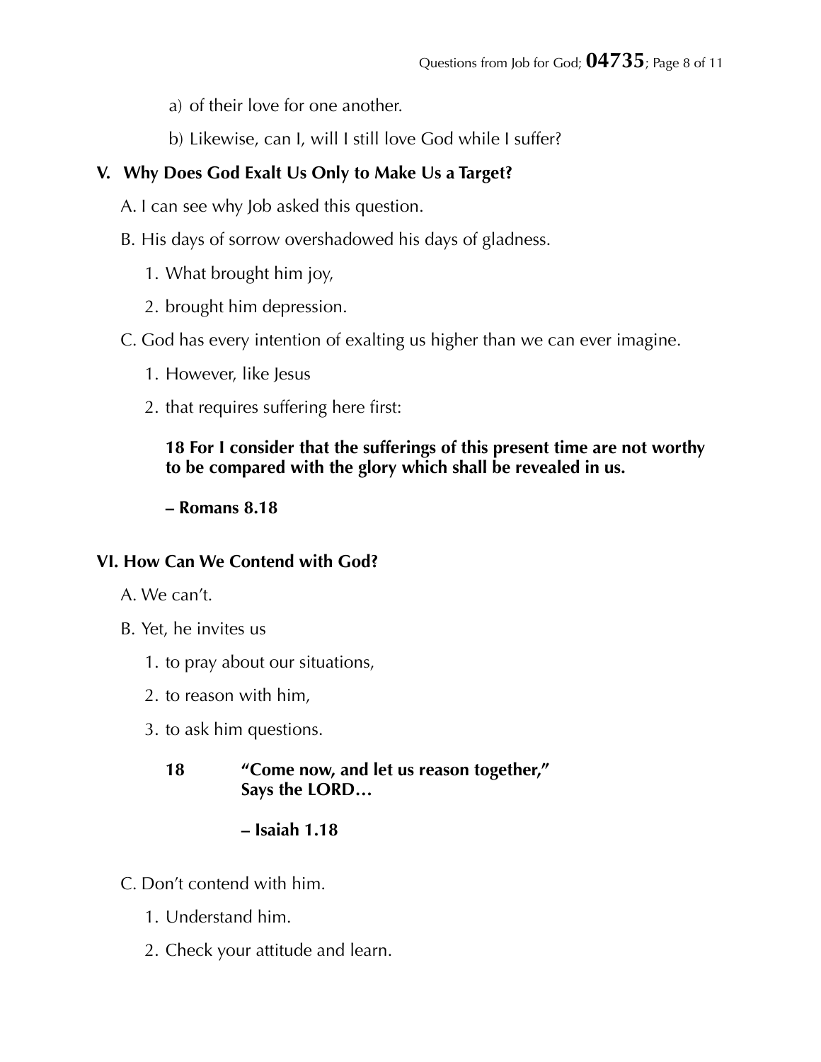a) of their love for one another.

b) Likewise, can I, will I still love God while I suffer?

## V. Why Does God Exalt Us Only to Make Us a Target?

A. I can see why Job asked this question.

B. His days of sorrow overshadowed his days of gladness.

1. What brought him joy,
2. brought him depression.

C. God has every intention of exalting us higher than we can ever imagine.

1. However, like Jesus
2. that requires suffering here first:

> **18 For I consider that the sufferings of this present time are not worthy to be compared with the glory which shall be revealed in us.**
>
> **– Romans 8.18**

## VI. How Can We Contend with God?

A. We can't.

B. Yet, he invites us

1. to pray about our situations,
2. to reason with him,
3. to ask him questions.

> **18 "Come now, and let us reason together,"**
> **Says the LORD…**
>
> **– Isaiah 1.18**

C. Don't contend with him.

1. Understand him.
2. Check your attitude and learn.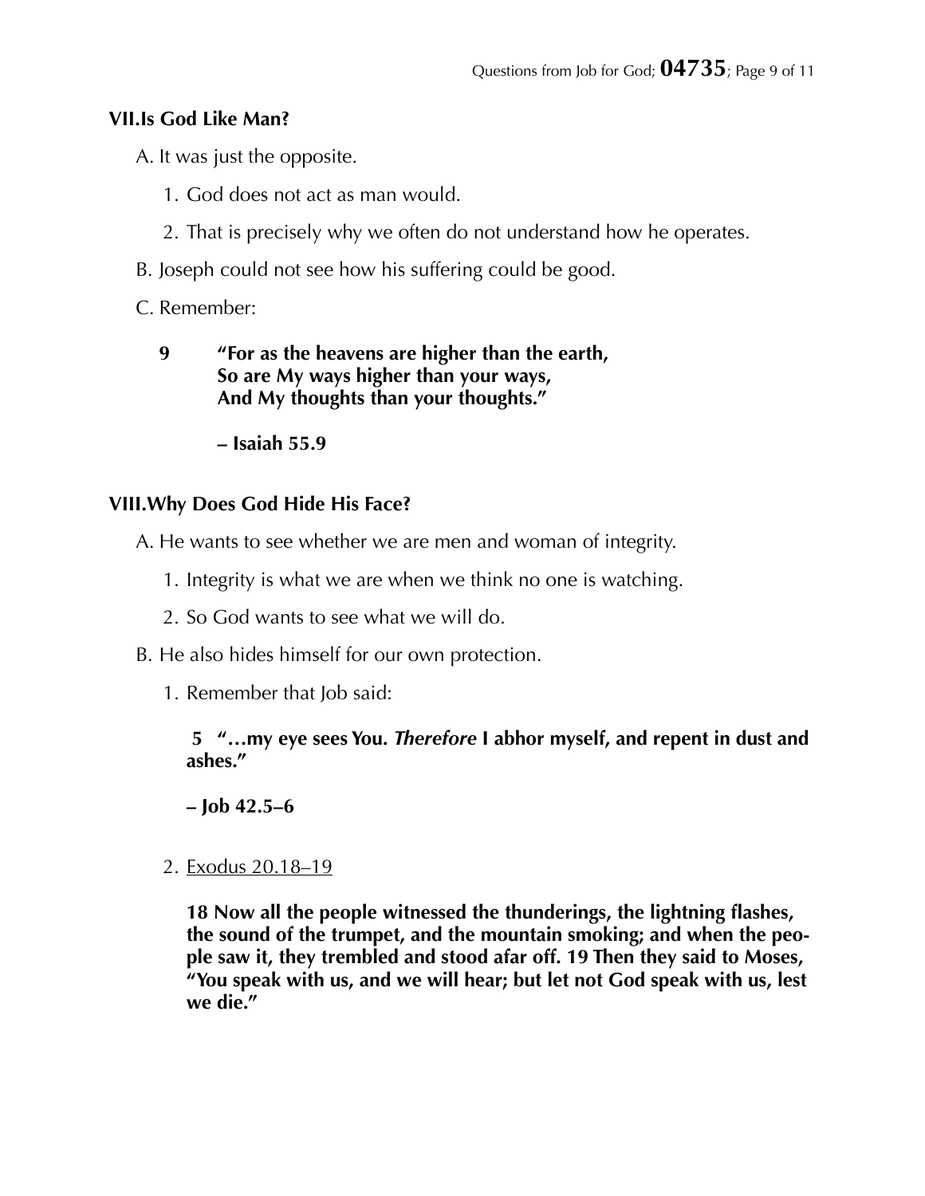### VII. Is God Like Man?

A. It was just the opposite.

1. God does not act as man would.
2. That is precisely why we often do not understand how he operates.

B. Joseph could not see how his suffering could be good.

C. Remember:

> **9 "For as the heavens are higher than the earth,**
> **So are My ways higher than your ways,**
> **And My thoughts than your thoughts."**
>
> **– Isaiah 55.9**

### VIII. Why Does God Hide His Face?

A. He wants to see whether we are men and woman of integrity.

1. Integrity is what we are when we think no one is watching.
2. So God wants to see what we will do.

B. He also hides himself for our own protection.

1. Remember that Job said:

> **5 "…my eye sees You. *Therefore* I abhor myself, and repent in dust and ashes."**
>
> **– Job 42.5–6**

2. Exodus 20.18–19

> **18 Now all the people witnessed the thunderings, the lightning flashes, the sound of the trumpet, and the mountain smoking; and when the people saw it, they trembled and stood afar off. 19 Then they said to Moses, "You speak with us, and we will hear; but let not God speak with us, lest we die."**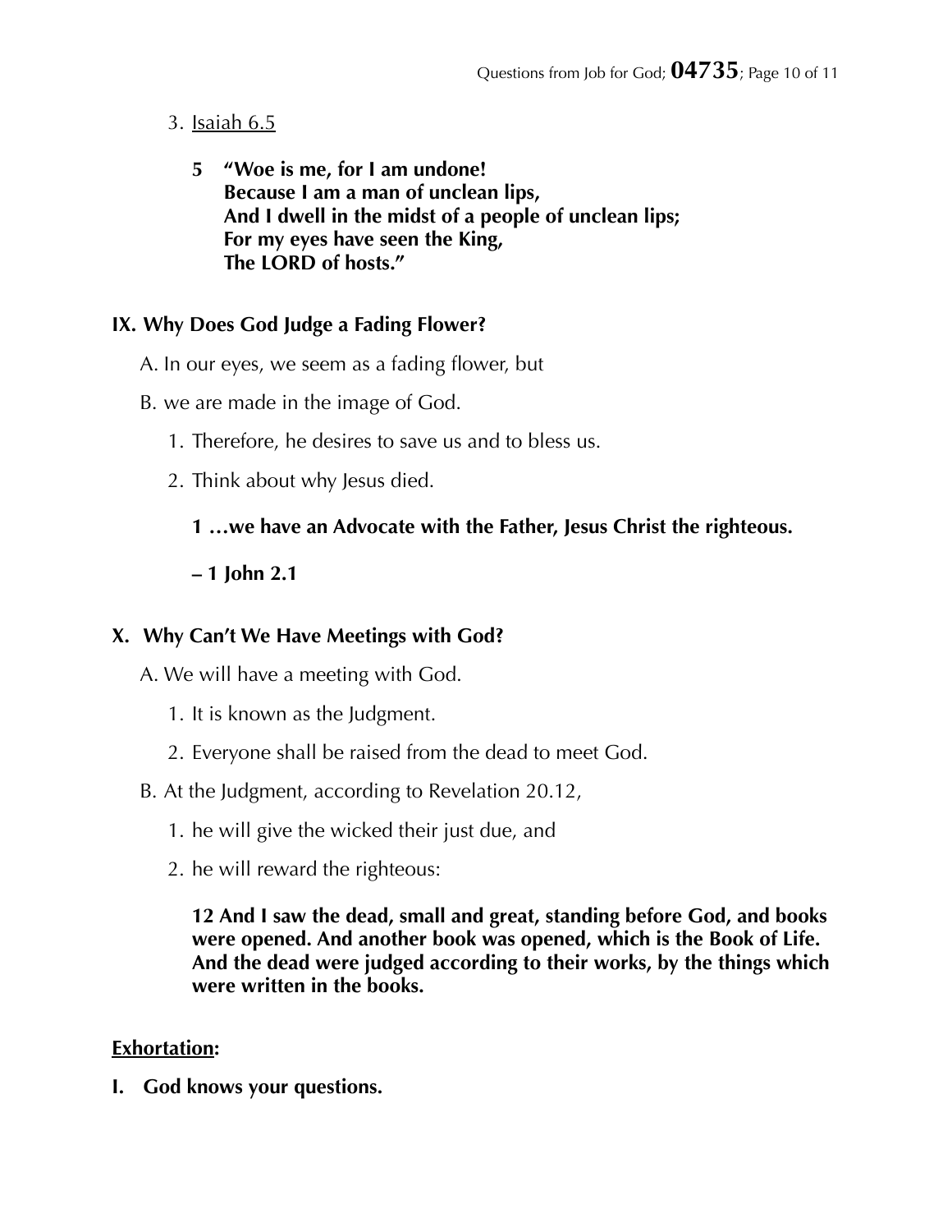3. Isaiah 6.5

   **5 "Woe is me, for I am undone!**
   **Because I am a man of unclean lips,**
   **And I dwell in the midst of a people of unclean lips;**
   **For my eyes have seen the King,**
   **The LORD of hosts."**

**IX. Why Does God Judge a Fading Flower?**

A. In our eyes, we seem as a fading flower, but

B. we are made in the image of God.

1. Therefore, he desires to save us and to bless us.
2. Think about why Jesus died.

   **1 …we have an Advocate with the Father, Jesus Christ the righteous.**

   **– 1 John 2.1**

**X. Why Can't We Have Meetings with God?**

A. We will have a meeting with God.

1. It is known as the Judgment.
2. Everyone shall be raised from the dead to meet God.

B. At the Judgment, according to Revelation 20.12,

1. he will give the wicked their just due, and
2. he will reward the righteous:

   **12 And I saw the dead, small and great, standing before God, and books were opened. And another book was opened, which is the Book of Life. And the dead were judged according to their works, by the things which were written in the books.**

**Exhortation:**

**I. God knows your questions.**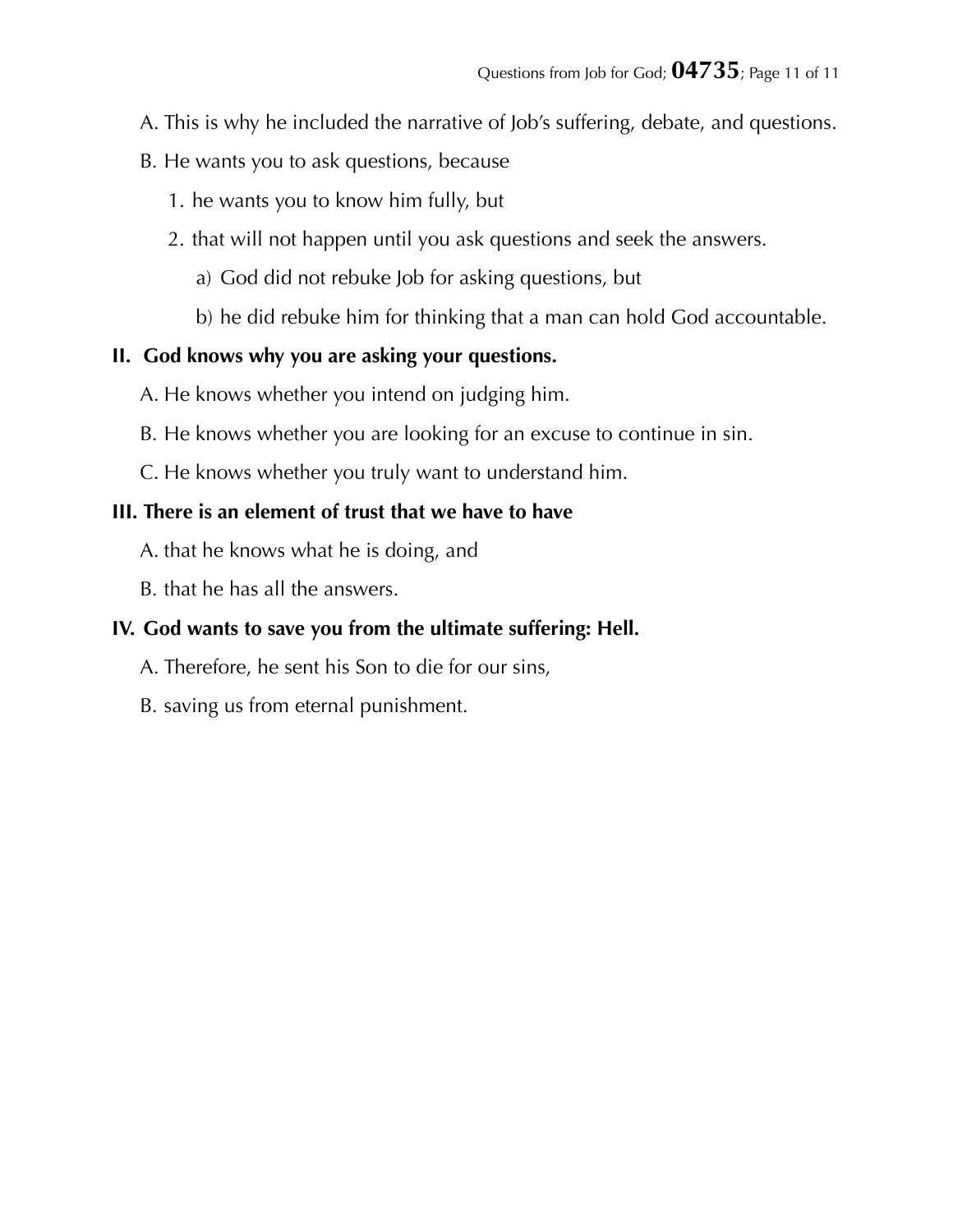A. This is why he included the narrative of Job's suffering, debate, and questions.

B. He wants you to ask questions, because

1. he wants you to know him fully, but
2. that will not happen until you ask questions and seek the answers.
    a) God did not rebuke Job for asking questions, but
    b) he did rebuke him for thinking that a man can hold God accountable.

**II. God knows why you are asking your questions.**

A. He knows whether you intend on judging him.

B. He knows whether you are looking for an excuse to continue in sin.

C. He knows whether you truly want to understand him.

**III. There is an element of trust that we have to have**

A. that he knows what he is doing, and

B. that he has all the answers.

**IV. God wants to save you from the ultimate suffering: Hell.**

A. Therefore, he sent his Son to die for our sins,

B. saving us from eternal punishment.